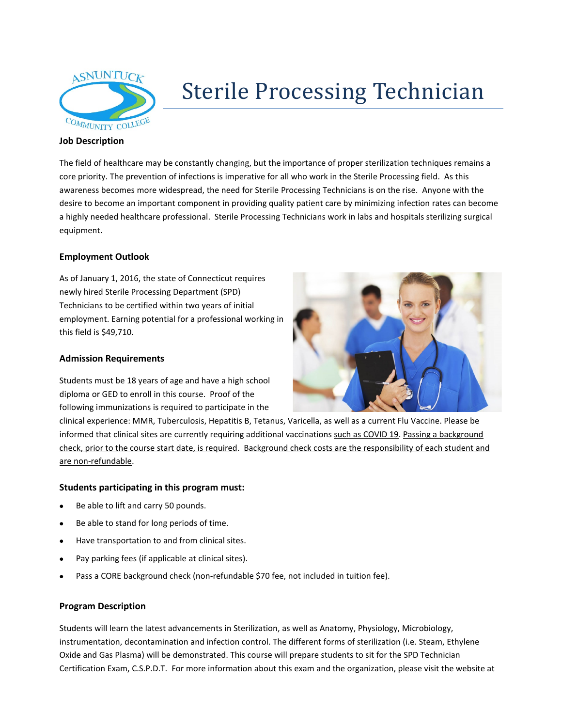# Sterile Processing Technician

### Job Description

The field of healthcare may be constantly changing, but the importance of proper sterilization techniques remains a core priority. The prevention of infections is imperative for all who work in the Sterile Processing field. As this awareness becomes more widespread, the need for Sterile Processing Technicians is on the rise. Anyone with the desire to become an important component in providing quality patient care by minimizing infection rates can become a highly needed healthcare professional. Sterile Processing Technicians work in labs and hospitals sterilizing surgical equipment.

### Employment Outlook

As of January 1, 2016, the state of Connecticut requires newly hired Sterile Processing Department (SPD) Technicians to be certified within two years of initial employment. Earning potential for a professional working in this field is $49,710.

### Admission Requirements

Students must be 18 years of age and have a high school diploma or GED to enroll in this course. Proof of the following immunizations is required to participate in the clinical experience: MMR, Tuberculosis, Hepatitis B, Tetanus, Varicella, as well as a current Flu Vaccine. Please be informed that clinical sites are currently requiring additional vaccinations such as COVID 19. Passing a background check, prior to the course start date, is required. Background check costs are the responsibility of each student and are non-refundable.

### Students participating in this program must:

- Be able to lift and carry 50 pounds.
- Be able to stand for long periods of time.
- Have transportation to and from clinical sites.
- Pay parking fees (if applicable at clinical sites).
- Pass a CORE background check (non-refundable $70 fee, not included in tuition fee).

### Program Description

Students will learn the latest advancements in Sterilization, as well as Anatomy, Physiology, Microbiology, instrumentation, decontamination and infection control. The different forms of sterilization (i.e. Steam, Ethylene Oxide and Gas Plasma) will be demonstrated. This course will prepare students to sit for the SPD Technician Certification Exam, C.S.P.D.T. For more information about this exam and the organization, please visit the website at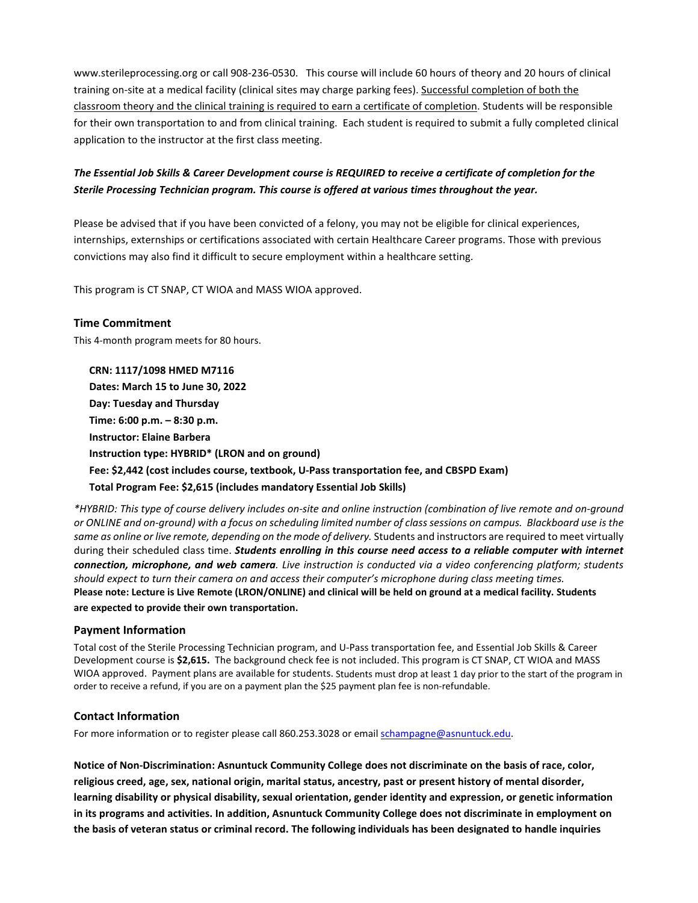www.sterileprocessing.org or call 908-236-0530. This course will include 60 hours of theory and 20 hours of clinical training on-site at a medical facility (clinical sites may charge parking fees). Successful completion of both the classroom theory and the clinical training is required to earn a certificate of completion. Students will be responsible for their own transportation to and from clinical training. Each student is required to submit a fully completed clinical application to the instructor at the first class meeting.

***The Essential Job Skills & Career Development course is REQUIRED to receive a certificate of completion for the Sterile Processing Technician program. This course is offered at various times throughout the year.***

Please be advised that if you have been convicted of a felony, you may not be eligible for clinical experiences, internships, externships or certifications associated with certain Healthcare Career programs. Those with previous convictions may also find it difficult to secure employment within a healthcare setting.

This program is CT SNAP, CT WIOA and MASS WIOA approved.

### Time Commitment

This 4-month program meets for 80 hours.

**CRN: 1117/1098 HMED M7116**
**Dates: March 15 to June 30, 2022**
**Day: Tuesday and Thursday**
**Time: 6:00 p.m. – 8:30 p.m.**
**Instructor: Elaine Barbera**
**Instruction type: HYBRID* (LRON and on ground)**
**Fee: $2,442 (cost includes course, textbook, U-Pass transportation fee, and CBSPD Exam)**
**Total Program Fee: $2,615 (includes mandatory Essential Job Skills)**

**HYBRID: This type of course delivery includes on-site and online instruction (combination of live remote and on-ground or ONLINE and on-ground) with a focus on scheduling limited number of class sessions on campus. Blackboard use is the same as online or live remote, depending on the mode of delivery.* Students and instructors are required to meet virtually during their scheduled class time. ***Students enrolling in this course need access to a reliable computer with internet connection, microphone, and web camera****. Live instruction is conducted via a video conferencing platform; students should expect to turn their camera on and access their computer's microphone during class meeting times.*
**Please note: Lecture is Live Remote (LRON/ONLINE) and clinical will be held on ground at a medical facility. Students are expected to provide their own transportation.**

### Payment Information

Total cost of the Sterile Processing Technician program, and U-Pass transportation fee, and Essential Job Skills & Career Development course is **$2,615.** The background check fee is not included. This program is CT SNAP, CT WIOA and MASS WIOA approved. Payment plans are available for students. Students must drop at least 1 day prior to the start of the program in order to receive a refund, if you are on a payment plan the $25 payment plan fee is non-refundable.

### Contact Information

For more information or to register please call 860.253.3028 or email schampagne@asnuntuck.edu.

**Notice of Non-Discrimination: Asnuntuck Community College does not discriminate on the basis of race, color, religious creed, age, sex, national origin, marital status, ancestry, past or present history of mental disorder, learning disability or physical disability, sexual orientation, gender identity and expression, or genetic information in its programs and activities. In addition, Asnuntuck Community College does not discriminate in employment on the basis of veteran status or criminal record. The following individuals has been designated to handle inquiries**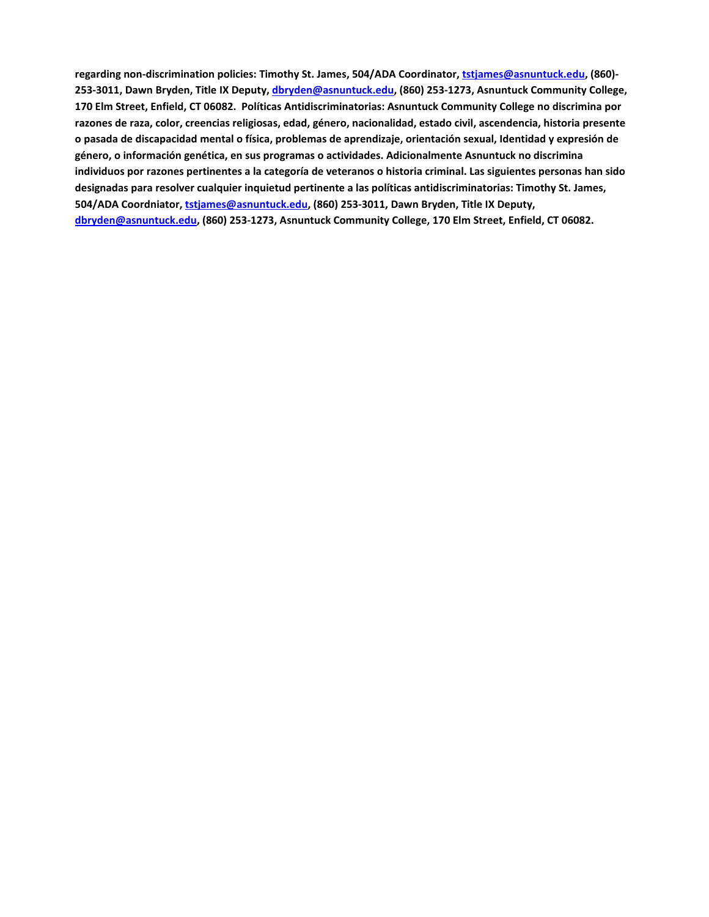**regarding non-discrimination policies: Timothy St. James, 504/ADA Coordinator, tstjames@asnuntuck.edu, (860)-253-3011, Dawn Bryden, Title IX Deputy, dbryden@asnuntuck.edu, (860) 253-1273, Asnuntuck Community College, 170 Elm Street, Enfield, CT 06082. Políticas Antidiscriminatorias: Asnuntuck Community College no discrimina por razones de raza, color, creencias religiosas, edad, género, nacionalidad, estado civil, ascendencia, historia presente o pasada de discapacidad mental o física, problemas de aprendizaje, orientación sexual, Identidad y expresión de género, o información genética, en sus programas o actividades. Adicionalmente Asnuntuck no discrimina individuos por razones pertinentes a la categoría de veteranos o historia criminal. Las siguientes personas han sido designadas para resolver cualquier inquietud pertinente a las políticas antidiscriminatorias: Timothy St. James, 504/ADA Coordniator, tstjames@asnuntuck.edu, (860) 253-3011, Dawn Bryden, Title IX Deputy, dbryden@asnuntuck.edu, (860) 253-1273, Asnuntuck Community College, 170 Elm Street, Enfield, CT 06082.**